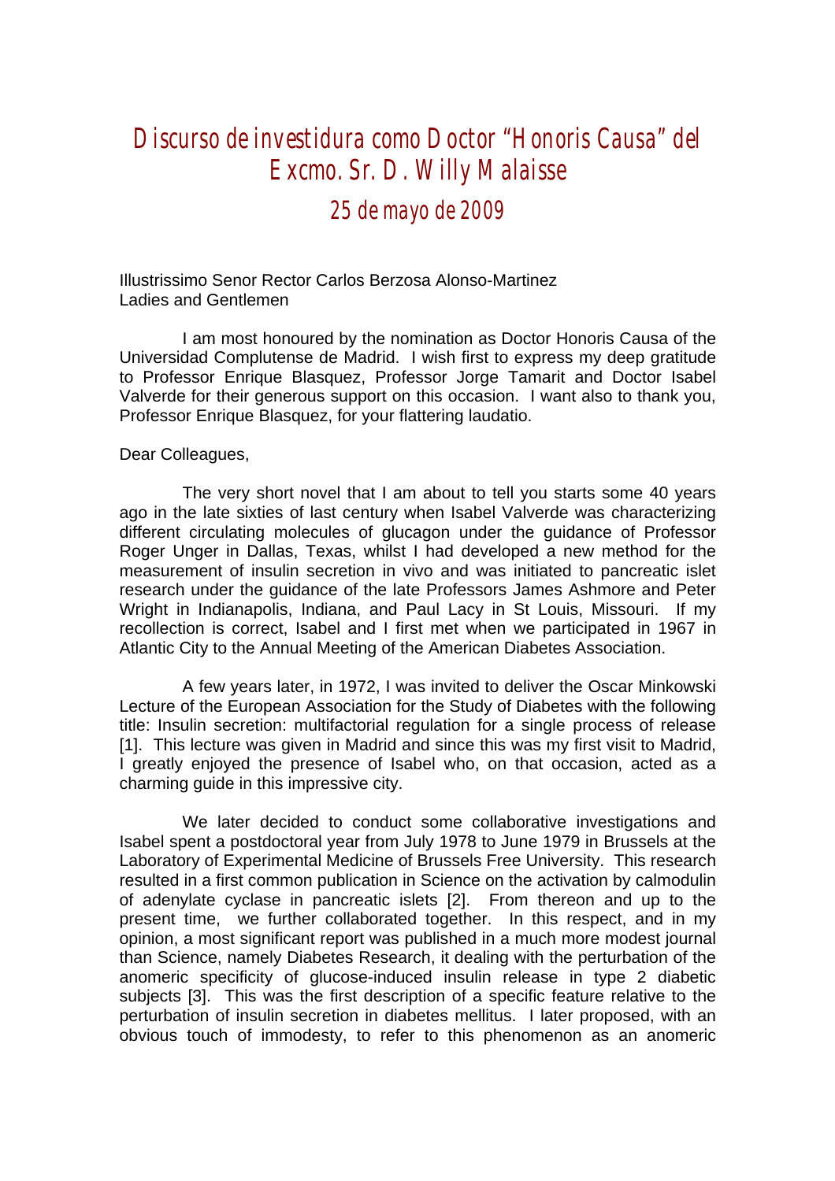# Discurso de investidura como Doctor "Honoris Causa" del Excmo. Sr. D. Willy Malaisse

## 25 de mayo de 2009

Illustrissimo Senor Rector Carlos Berzosa Alonso-Martinez
Ladies and Gentlemen

I am most honoured by the nomination as Doctor Honoris Causa of the Universidad Complutense de Madrid. I wish first to express my deep gratitude to Professor Enrique Blasquez, Professor Jorge Tamarit and Doctor Isabel Valverde for their generous support on this occasion. I want also to thank you, Professor Enrique Blasquez, for your flattering laudatio.

Dear Colleagues,

The very short novel that I am about to tell you starts some 40 years ago in the late sixties of last century when Isabel Valverde was characterizing different circulating molecules of glucagon under the guidance of Professor Roger Unger in Dallas, Texas, whilst I had developed a new method for the measurement of insulin secretion in vivo and was initiated to pancreatic islet research under the guidance of the late Professors James Ashmore and Peter Wright in Indianapolis, Indiana, and Paul Lacy in St Louis, Missouri. If my recollection is correct, Isabel and I first met when we participated in 1967 in Atlantic City to the Annual Meeting of the American Diabetes Association.

A few years later, in 1972, I was invited to deliver the Oscar Minkowski Lecture of the European Association for the Study of Diabetes with the following title: Insulin secretion: multifactorial regulation for a single process of release [1]. This lecture was given in Madrid and since this was my first visit to Madrid, I greatly enjoyed the presence of Isabel who, on that occasion, acted as a charming guide in this impressive city.

We later decided to conduct some collaborative investigations and Isabel spent a postdoctoral year from July 1978 to June 1979 in Brussels at the Laboratory of Experimental Medicine of Brussels Free University. This research resulted in a first common publication in Science on the activation by calmodulin of adenylate cyclase in pancreatic islets [2]. From thereon and up to the present time, we further collaborated together. In this respect, and in my opinion, a most significant report was published in a much more modest journal than Science, namely Diabetes Research, it dealing with the perturbation of the anomeric specificity of glucose-induced insulin release in type 2 diabetic subjects [3]. This was the first description of a specific feature relative to the perturbation of insulin secretion in diabetes mellitus. I later proposed, with an obvious touch of immodesty, to refer to this phenomenon as an anomeric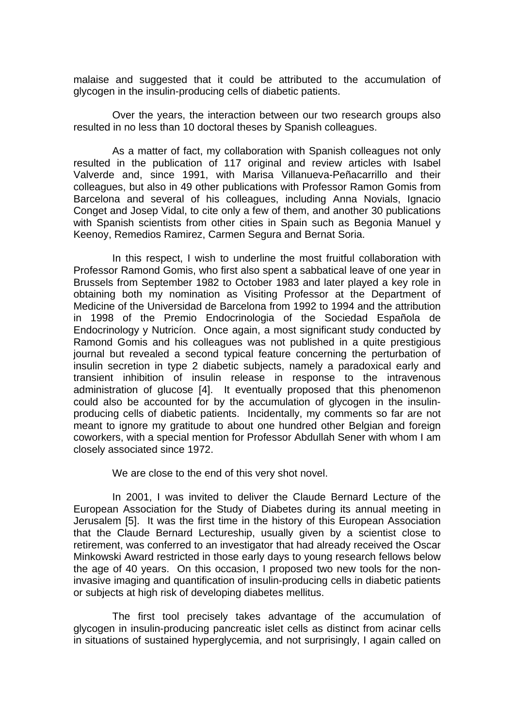malaise and suggested that it could be attributed to the accumulation of glycogen in the insulin-producing cells of diabetic patients.

Over the years, the interaction between our two research groups also resulted in no less than 10 doctoral theses by Spanish colleagues.

As a matter of fact, my collaboration with Spanish colleagues not only resulted in the publication of 117 original and review articles with Isabel Valverde and, since 1991, with Marisa Villanueva-Peñacarrillo and their colleagues, but also in 49 other publications with Professor Ramon Gomis from Barcelona and several of his colleagues, including Anna Novials, Ignacio Conget and Josep Vidal, to cite only a few of them, and another 30 publications with Spanish scientists from other cities in Spain such as Begonia Manuel y Keenoy, Remedios Ramirez, Carmen Segura and Bernat Soria.

In this respect, I wish to underline the most fruitful collaboration with Professor Ramond Gomis, who first also spent a sabbatical leave of one year in Brussels from September 1982 to October 1983 and later played a key role in obtaining both my nomination as Visiting Professor at the Department of Medicine of the Universidad de Barcelona from 1992 to 1994 and the attribution in 1998 of the Premio Endocrinologia of the Sociedad Española de Endocrinology y Nutricíon. Once again, a most significant study conducted by Ramond Gomis and his colleagues was not published in a quite prestigious journal but revealed a second typical feature concerning the perturbation of insulin secretion in type 2 diabetic subjects, namely a paradoxical early and transient inhibition of insulin release in response to the intravenous administration of glucose [4]. It eventually proposed that this phenomenon could also be accounted for by the accumulation of glycogen in the insulin-producing cells of diabetic patients. Incidentally, my comments so far are not meant to ignore my gratitude to about one hundred other Belgian and foreign coworkers, with a special mention for Professor Abdullah Sener with whom I am closely associated since 1972.

We are close to the end of this very shot novel.

In 2001, I was invited to deliver the Claude Bernard Lecture of the European Association for the Study of Diabetes during its annual meeting in Jerusalem [5]. It was the first time in the history of this European Association that the Claude Bernard Lectureship, usually given by a scientist close to retirement, was conferred to an investigator that had already received the Oscar Minkowski Award restricted in those early days to young research fellows below the age of 40 years. On this occasion, I proposed two new tools for the non-invasive imaging and quantification of insulin-producing cells in diabetic patients or subjects at high risk of developing diabetes mellitus.

The first tool precisely takes advantage of the accumulation of glycogen in insulin-producing pancreatic islet cells as distinct from acinar cells in situations of sustained hyperglycemia, and not surprisingly, I again called on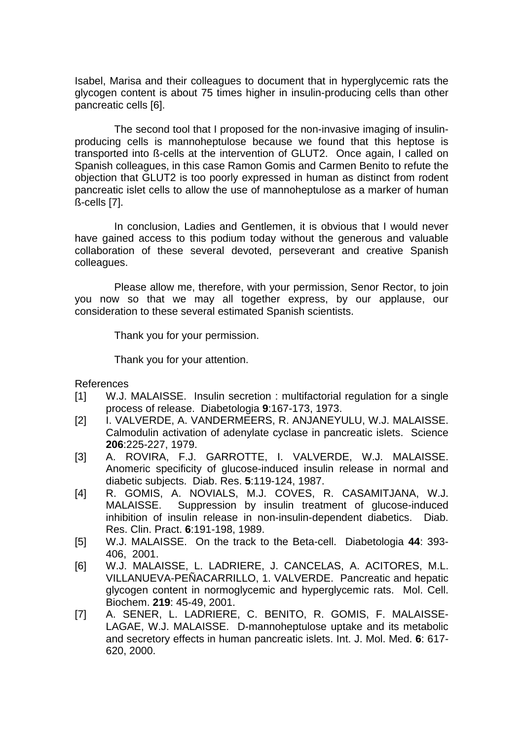Isabel, Marisa and their colleagues to document that in hyperglycemic rats the glycogen content is about 75 times higher in insulin-producing cells than other pancreatic cells [6].

The second tool that I proposed for the non-invasive imaging of insulin-producing cells is mannoheptulose because we found that this heptose is transported into ß-cells at the intervention of GLUT2. Once again, I called on Spanish colleagues, in this case Ramon Gomis and Carmen Benito to refute the objection that GLUT2 is too poorly expressed in human as distinct from rodent pancreatic islet cells to allow the use of mannoheptulose as a marker of human ß-cells [7].

In conclusion, Ladies and Gentlemen, it is obvious that I would never have gained access to this podium today without the generous and valuable collaboration of these several devoted, perseverant and creative Spanish colleagues.

Please allow me, therefore, with your permission, Senor Rector, to join you now so that we may all together express, by our applause, our consideration to these several estimated Spanish scientists.

Thank you for your permission.

Thank you for your attention.

References

[1] W.J. MALAISSE. Insulin secretion : multifactorial regulation for a single process of release. Diabetologia **9**:167-173, 1973.

[2] I. VALVERDE, A. VANDERMEERS, R. ANJANEYULU, W.J. MALAISSE. Calmodulin activation of adenylate cyclase in pancreatic islets. Science **206**:225-227, 1979.

[3] A. ROVIRA, F.J. GARROTTE, I. VALVERDE, W.J. MALAISSE. Anomeric specificity of glucose-induced insulin release in normal and diabetic subjects. Diab. Res. **5**:119-124, 1987.

[4] R. GOMIS, A. NOVIALS, M.J. COVES, R. CASAMITJANA, W.J. MALAISSE. Suppression by insulin treatment of glucose-induced inhibition of insulin release in non-insulin-dependent diabetics. Diab. Res. Clin. Pract. **6**:191-198, 1989.

[5] W.J. MALAISSE. On the track to the Beta-cell. Diabetologia **44**: 393-406, 2001.

[6] W.J. MALAISSE, L. LADRIERE, J. CANCELAS, A. ACITORES, M.L. VILLANUEVA-PEÑACARRILLO, 1. VALVERDE. Pancreatic and hepatic glycogen content in normoglycemic and hyperglycemic rats. Mol. Cell. Biochem. **219**: 45-49, 2001.

[7] A. SENER, L. LADRIERE, C. BENITO, R. GOMIS, F. MALAISSE-LAGAE, W.J. MALAISSE. D-mannoheptulose uptake and its metabolic and secretory effects in human pancreatic islets. Int. J. Mol. Med. **6**: 617-620, 2000.